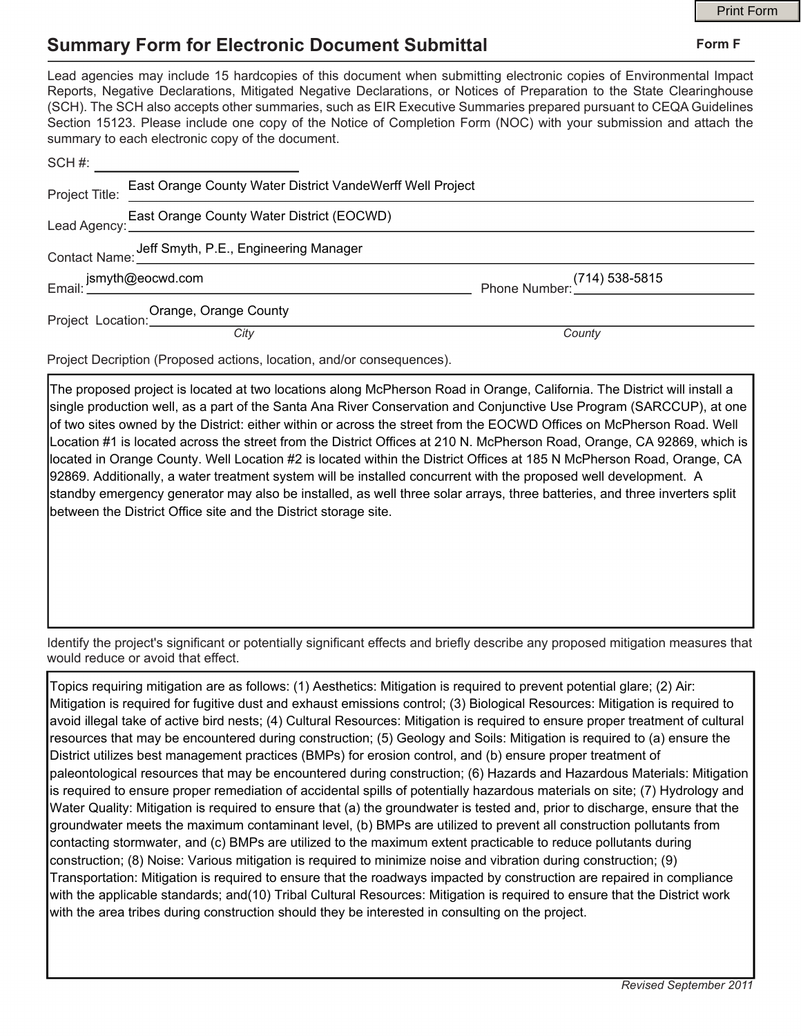# Summary Form for Electronic Document Submittal

**Form F**

Lead agencies may include 15 hardcopies of this document when submitting electronic copies of Environmental Impact Reports, Negative Declarations, Mitigated Negative Declarations, or Notices of Preparation to the State Clearinghouse (SCH). The SCH also accepts other summaries, such as EIR Executive Summaries prepared pursuant to CEQA Guidelines Section 15123. Please include one copy of the Notice of Completion Form (NOC) with your submission and attach the summary to each electronic copy of the document.

SCH #: ____________________

Project Title: East Orange County Water District VandeWerff Well Project

Lead Agency: East Orange County Water District (EOCWD)

Contact Name: Jeff Smyth, P.E., Engineering Manager

Email: jsmyth@eocwd.com  Phone Number: (714) 538-5815

Project Location: Orange, Orange County
*City* *County*

Project Decription (Proposed actions, location, and/or consequences).

The proposed project is located at two locations along McPherson Road in Orange, California. The District will install a single production well, as a part of the Santa Ana River Conservation and Conjunctive Use Program (SARCCUP), at one of two sites owned by the District: either within or across the street from the EOCWD Offices on McPherson Road. Well Location #1 is located across the street from the District Offices at 210 N. McPherson Road, Orange, CA 92869, which is located in Orange County. Well Location #2 is located within the District Offices at 185 N McPherson Road, Orange, CA 92869. Additionally, a water treatment system will be installed concurrent with the proposed well development. A standby emergency generator may also be installed, as well three solar arrays, three batteries, and three inverters split between the District Office site and the District storage site.

Identify the project's significant or potentially significant effects and briefly describe any proposed mitigation measures that would reduce or avoid that effect.

Topics requiring mitigation are as follows: (1) Aesthetics: Mitigation is required to prevent potential glare; (2) Air: Mitigation is required for fugitive dust and exhaust emissions control; (3) Biological Resources: Mitigation is required to avoid illegal take of active bird nests; (4) Cultural Resources: Mitigation is required to ensure proper treatment of cultural resources that may be encountered during construction; (5) Geology and Soils: Mitigation is required to (a) ensure the District utilizes best management practices (BMPs) for erosion control, and (b) ensure proper treatment of paleontological resources that may be encountered during construction; (6) Hazards and Hazardous Materials: Mitigation is required to ensure proper remediation of accidental spills of potentially hazardous materials on site; (7) Hydrology and Water Quality: Mitigation is required to ensure that (a) the groundwater is tested and, prior to discharge, ensure that the groundwater meets the maximum contaminant level, (b) BMPs are utilized to prevent all construction pollutants from contacting stormwater, and (c) BMPs are utilized to the maximum extent practicable to reduce pollutants during construction; (8) Noise: Various mitigation is required to minimize noise and vibration during construction; (9) Transportation: Mitigation is required to ensure that the roadways impacted by construction are repaired in compliance with the applicable standards; and(10) Tribal Cultural Resources: Mitigation is required to ensure that the District work with the area tribes during construction should they be interested in consulting on the project.

*Revised September 2011*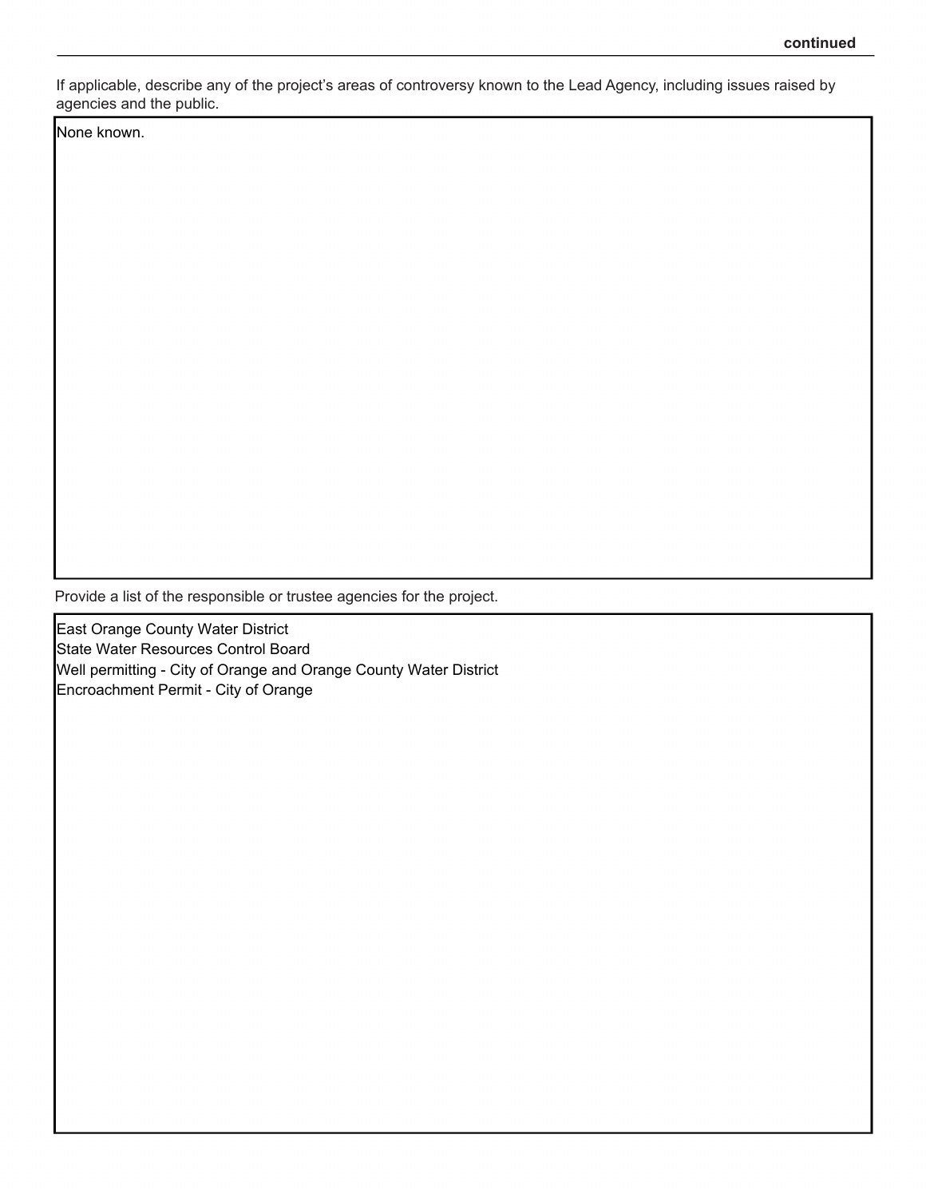continued

If applicable, describe any of the project's areas of controversy known to the Lead Agency, including issues raised by agencies and the public.

None known.

Provide a list of the responsible or trustee agencies for the project.

East Orange County Water District
State Water Resources Control Board
Well permitting - City of Orange and Orange County Water District
Encroachment Permit - City of Orange